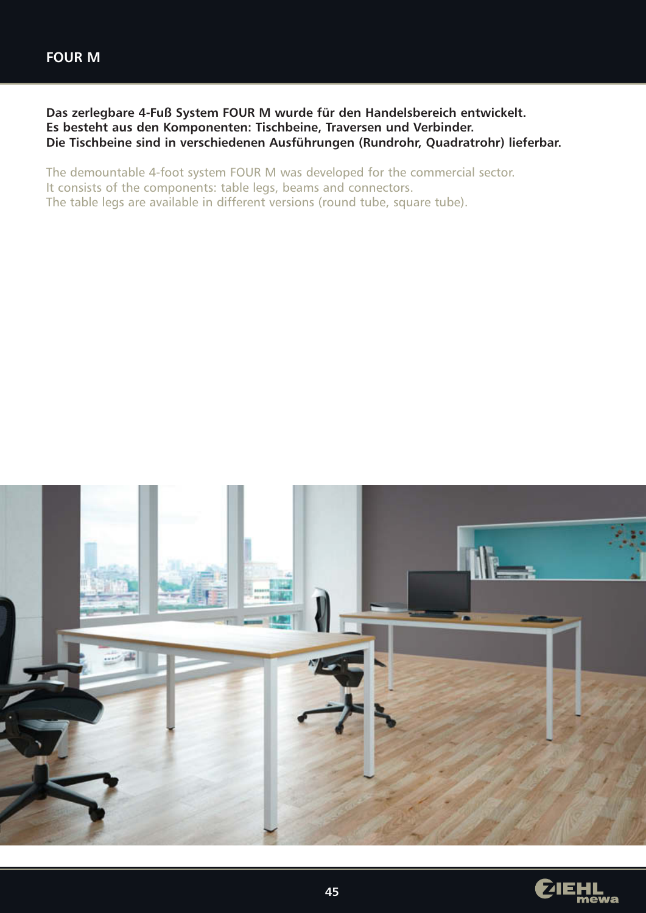# FOUR M

**Das zerlegbare 4-Fuß System FOUR M wurde für den Handelsbereich entwickelt.**
**Es besteht aus den Komponenten: Tischbeine, Traversen und Verbinder.**
**Die Tischbeine sind in verschiedenen Ausführungen (Rundrohr, Quadratrohr) lieferbar.**

The demountable 4-foot system FOUR M was developed for the commercial sector.
It consists of the components: table legs, beams and connectors.
The table legs are available in different versions (round tube, square tube).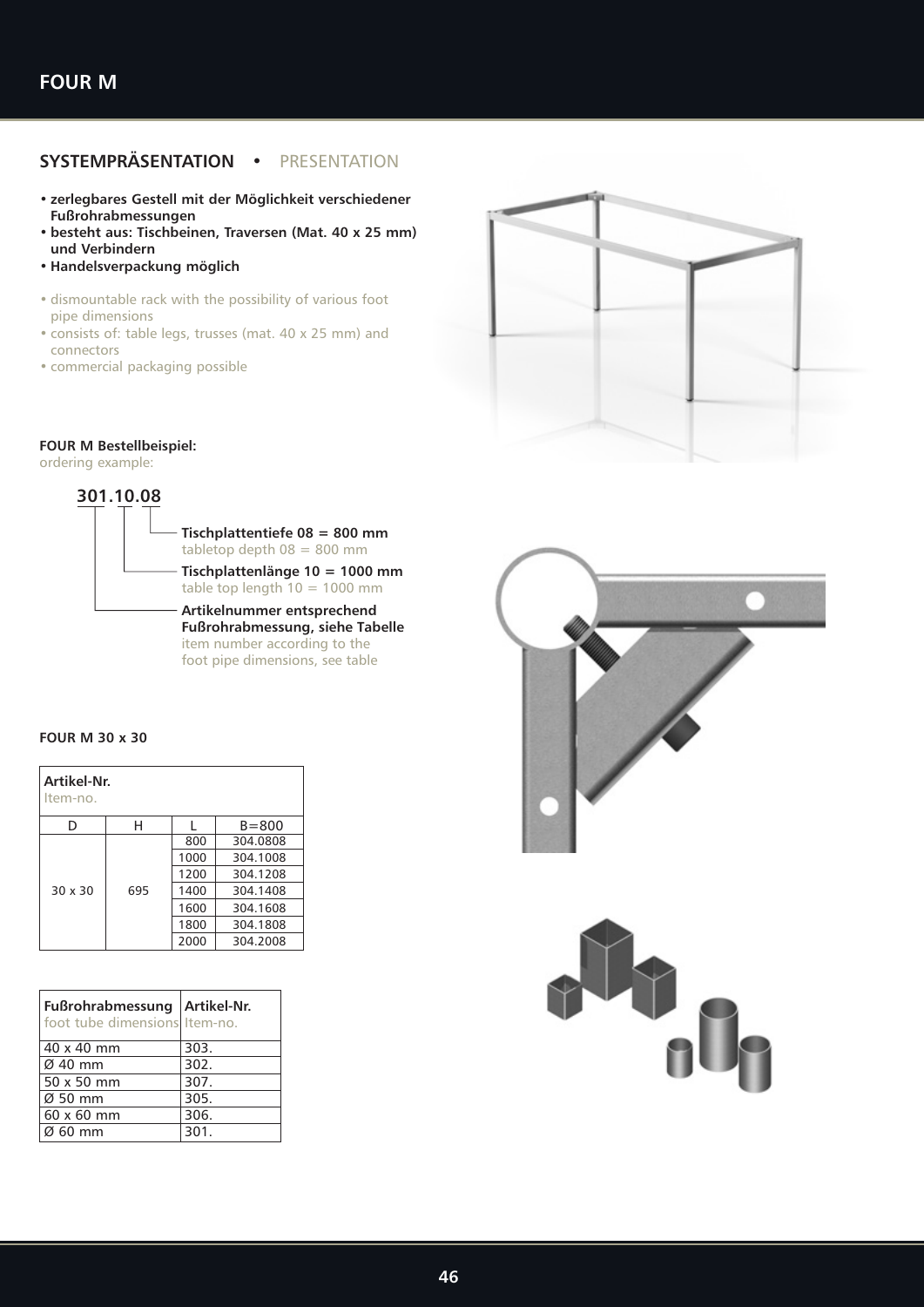# FOUR M

## SYSTEMPRÄSENTATION • PRESENTATION

- **zerlegbares Gestell mit der Möglichkeit verschiedener Fußrohrabmessungen**
- **besteht aus: Tischbeinen, Traversen (Mat. 40 x 25 mm) und Verbindern**
- **Handelsverpackung möglich**

- dismountable rack with the possibility of various foot pipe dimensions
- consists of: table legs, trusses (mat. 40 x 25 mm) and connectors
- commercial packaging possible

**FOUR M Bestellbeispiel:**
ordering example:

**301.10.08**

- **Tischplattentiefe 08 = 800 mm**
  tabletop depth 08 = 800 mm
- **Tischplattenlänge 10 = 1000 mm**
  table top length 10 = 1000 mm
- **Artikelnummer entsprechend Fußrohrabmessung, siehe Tabelle**
  item number according to the foot pipe dimensions, see table

**FOUR M 30 x 30**

| Artikel-Nr. Item-no. | | | |
|---|---|---|---|
| D | H | L | B=800 |
| 30 x 30 | 695 | 800 | 304.0808 |
| | | 1000 | 304.1008 |
| | | 1200 | 304.1208 |
| | | 1400 | 304.1408 |
| | | 1600 | 304.1608 |
| | | 1800 | 304.1808 |
| | | 2000 | 304.2008 |

| Fußrohrabmessung foot tube dimensions | Artikel-Nr. Item-no. |
|---|---|
| 40 x 40 mm | 303. |
| Ø 40 mm | 302. |
| 50 x 50 mm | 307. |
| Ø 50 mm | 305. |
| 60 x 60 mm | 306. |
| Ø 60 mm | 301. |